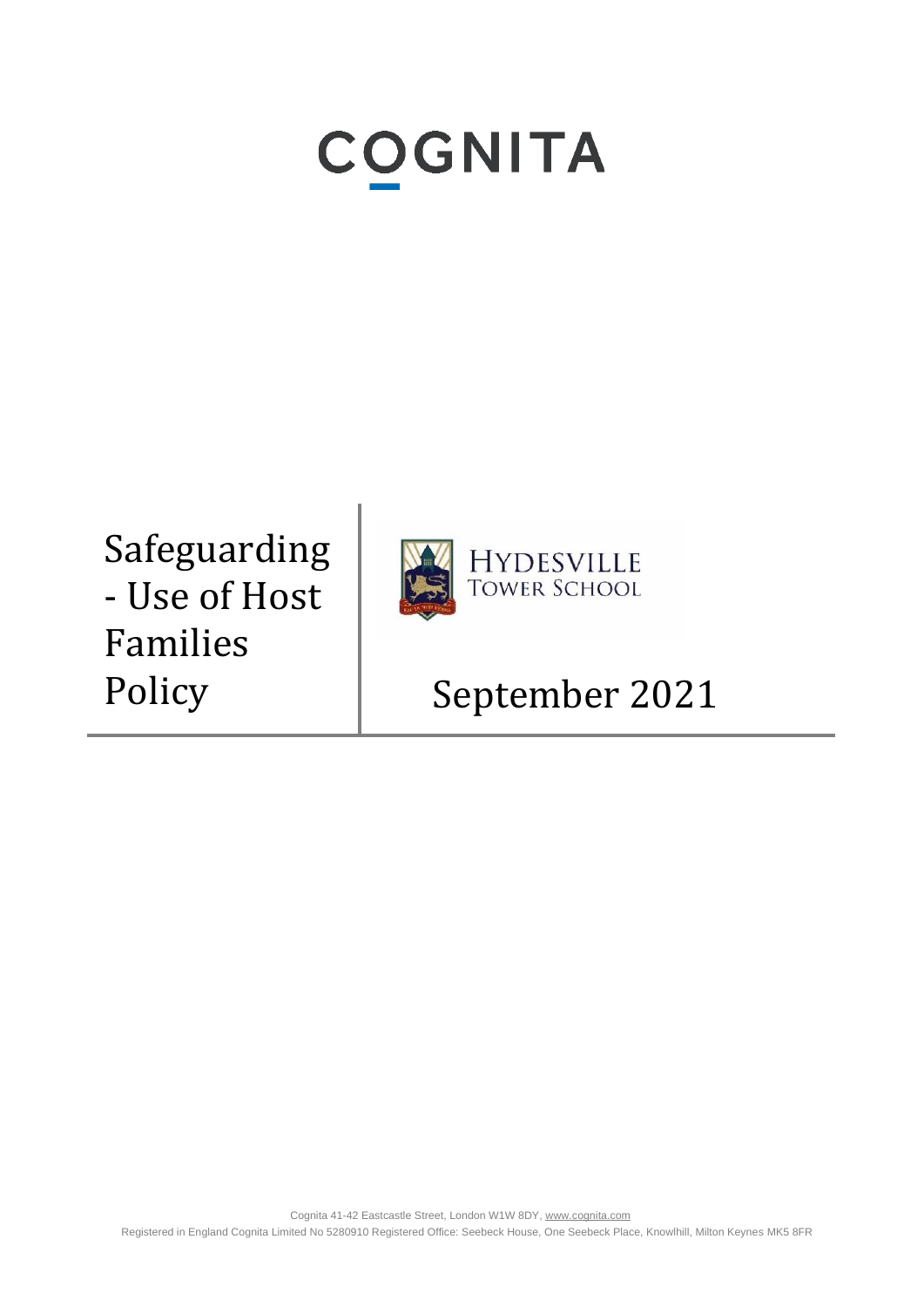# COGNITA

# Safeguarding - Use of Host Families Policy

HYDESVILLE TOWER SCHOOL

September 2021

Cognita 41-42 Eastcastle Street, London W1W 8DY, www.cognita.com

Registered in England Cognita Limited No 5280910 Registered Office: Seebeck House, One Seebeck Place, Knowlhill, Milton Keynes MK5 8FR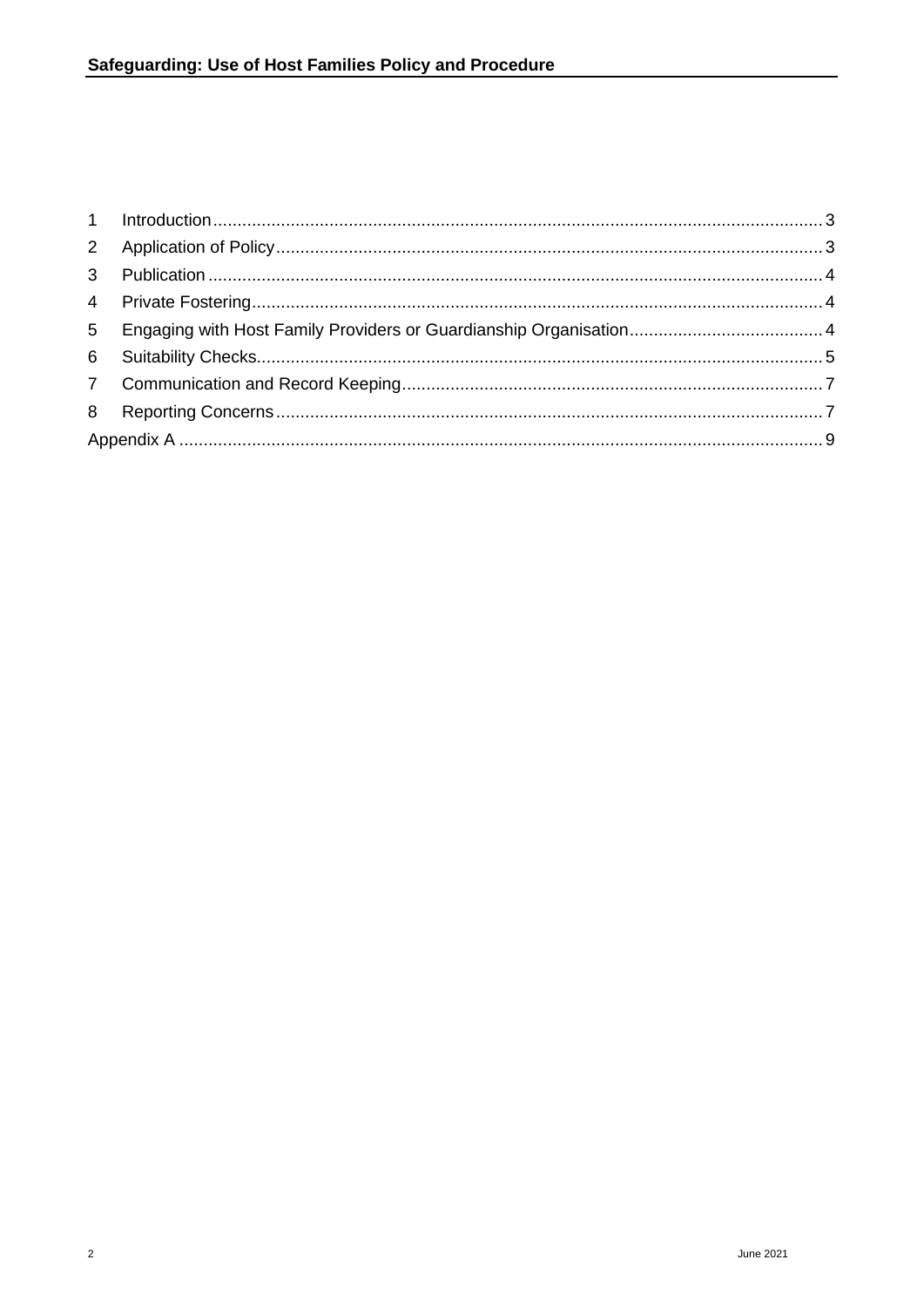1 Introduction 3

2 Application of Policy 3

3 Publication 4

4 Private Fostering 4

5 Engaging with Host Family Providers or Guardianship Organisation 4

6 Suitability Checks 5

7 Communication and Record Keeping 7

8 Reporting Concerns 7

Appendix A 9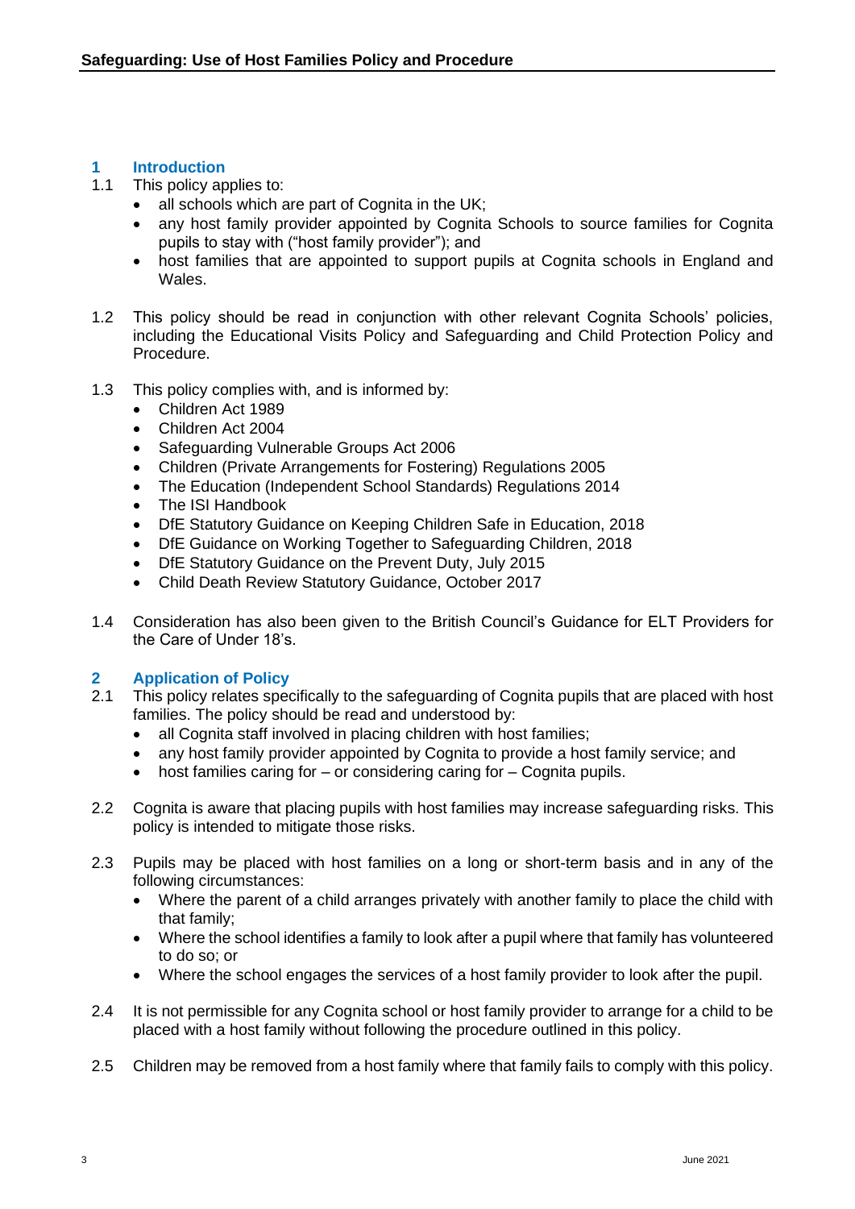## 1 Introduction

1.1 This policy applies to:

- all schools which are part of Cognita in the UK;
- any host family provider appointed by Cognita Schools to source families for Cognita pupils to stay with ("host family provider"); and
- host families that are appointed to support pupils at Cognita schools in England and Wales.

1.2 This policy should be read in conjunction with other relevant Cognita Schools' policies, including the Educational Visits Policy and Safeguarding and Child Protection Policy and Procedure.

1.3 This policy complies with, and is informed by:

- Children Act 1989
- Children Act 2004
- Safeguarding Vulnerable Groups Act 2006
- Children (Private Arrangements for Fostering) Regulations 2005
- The Education (Independent School Standards) Regulations 2014
- The ISI Handbook
- DfE Statutory Guidance on Keeping Children Safe in Education, 2018
- DfE Guidance on Working Together to Safeguarding Children, 2018
- DfE Statutory Guidance on the Prevent Duty, July 2015
- Child Death Review Statutory Guidance, October 2017

1.4 Consideration has also been given to the British Council's Guidance for ELT Providers for the Care of Under 18's.

## 2 Application of Policy

2.1 This policy relates specifically to the safeguarding of Cognita pupils that are placed with host families. The policy should be read and understood by:

- all Cognita staff involved in placing children with host families;
- any host family provider appointed by Cognita to provide a host family service; and
- host families caring for – or considering caring for – Cognita pupils.

2.2 Cognita is aware that placing pupils with host families may increase safeguarding risks. This policy is intended to mitigate those risks.

2.3 Pupils may be placed with host families on a long or short-term basis and in any of the following circumstances:

- Where the parent of a child arranges privately with another family to place the child with that family;
- Where the school identifies a family to look after a pupil where that family has volunteered to do so; or
- Where the school engages the services of a host family provider to look after the pupil.

2.4 It is not permissible for any Cognita school or host family provider to arrange for a child to be placed with a host family without following the procedure outlined in this policy.

2.5 Children may be removed from a host family where that family fails to comply with this policy.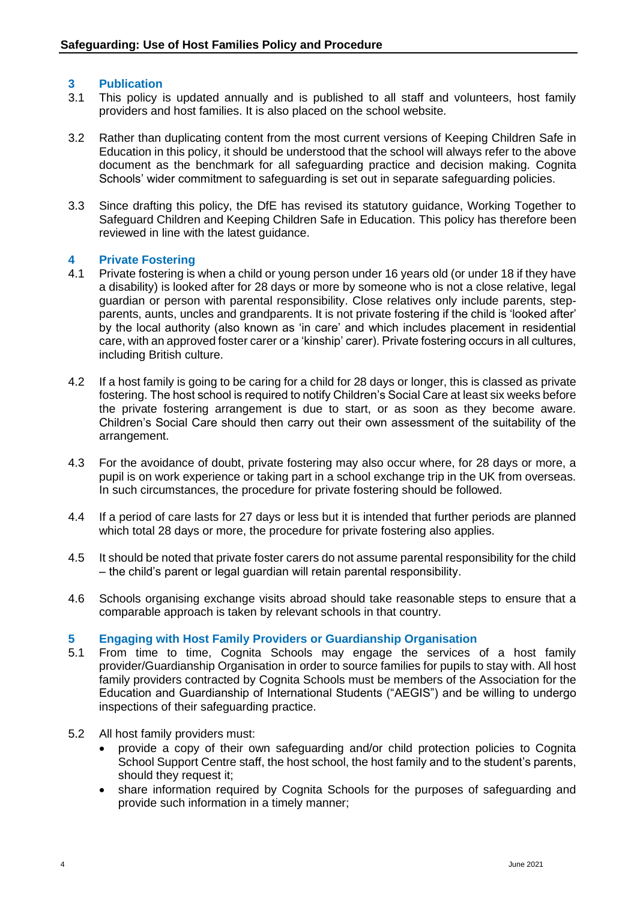## 3 Publication

3.1 This policy is updated annually and is published to all staff and volunteers, host family providers and host families. It is also placed on the school website.

3.2 Rather than duplicating content from the most current versions of Keeping Children Safe in Education in this policy, it should be understood that the school will always refer to the above document as the benchmark for all safeguarding practice and decision making. Cognita Schools' wider commitment to safeguarding is set out in separate safeguarding policies.

3.3 Since drafting this policy, the DfE has revised its statutory guidance, Working Together to Safeguard Children and Keeping Children Safe in Education. This policy has therefore been reviewed in line with the latest guidance.

## 4 Private Fostering

4.1 Private fostering is when a child or young person under 16 years old (or under 18 if they have a disability) is looked after for 28 days or more by someone who is not a close relative, legal guardian or person with parental responsibility. Close relatives only include parents, step-parents, aunts, uncles and grandparents. It is not private fostering if the child is 'looked after' by the local authority (also known as 'in care' and which includes placement in residential care, with an approved foster carer or a 'kinship' carer). Private fostering occurs in all cultures, including British culture.

4.2 If a host family is going to be caring for a child for 28 days or longer, this is classed as private fostering. The host school is required to notify Children's Social Care at least six weeks before the private fostering arrangement is due to start, or as soon as they become aware. Children's Social Care should then carry out their own assessment of the suitability of the arrangement.

4.3 For the avoidance of doubt, private fostering may also occur where, for 28 days or more, a pupil is on work experience or taking part in a school exchange trip in the UK from overseas. In such circumstances, the procedure for private fostering should be followed.

4.4 If a period of care lasts for 27 days or less but it is intended that further periods are planned which total 28 days or more, the procedure for private fostering also applies.

4.5 It should be noted that private foster carers do not assume parental responsibility for the child – the child's parent or legal guardian will retain parental responsibility.

4.6 Schools organising exchange visits abroad should take reasonable steps to ensure that a comparable approach is taken by relevant schools in that country.

## 5 Engaging with Host Family Providers or Guardianship Organisation

5.1 From time to time, Cognita Schools may engage the services of a host family provider/Guardianship Organisation in order to source families for pupils to stay with. All host family providers contracted by Cognita Schools must be members of the Association for the Education and Guardianship of International Students ("AEGIS") and be willing to undergo inspections of their safeguarding practice.

5.2 All host family providers must:

- provide a copy of their own safeguarding and/or child protection policies to Cognita School Support Centre staff, the host school, the host family and to the student's parents, should they request it;
- share information required by Cognita Schools for the purposes of safeguarding and provide such information in a timely manner;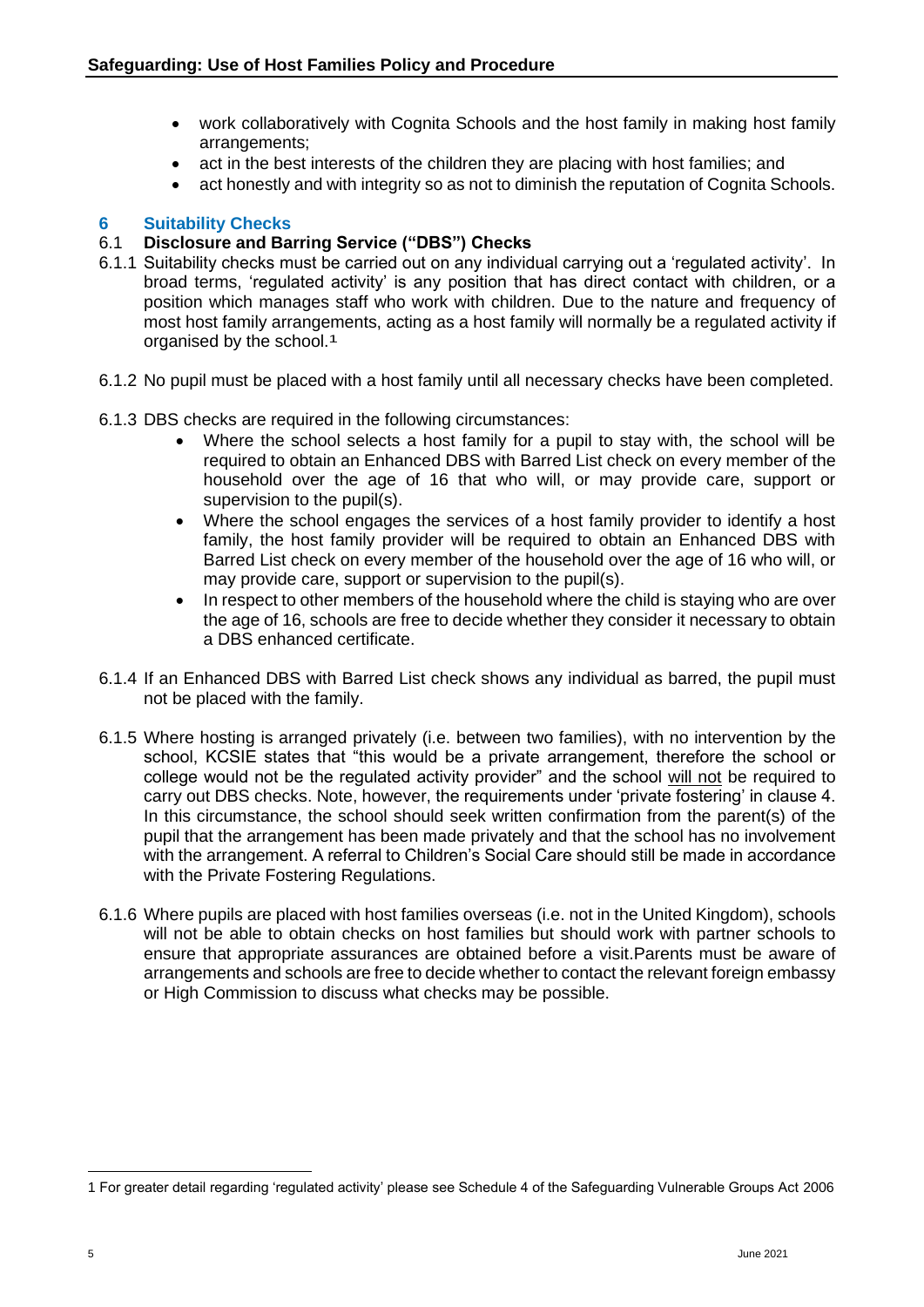- work collaboratively with Cognita Schools and the host family in making host family arrangements;
- act in the best interests of the children they are placing with host families; and
- act honestly and with integrity so as not to diminish the reputation of Cognita Schools.

## 6 Suitability Checks

### 6.1 Disclosure and Barring Service ("DBS") Checks

6.1.1 Suitability checks must be carried out on any individual carrying out a 'regulated activity'. In broad terms, 'regulated activity' is any position that has direct contact with children, or a position which manages staff who work with children. Due to the nature and frequency of most host family arrangements, acting as a host family will normally be a regulated activity if organised by the school.[1]

6.1.2 No pupil must be placed with a host family until all necessary checks have been completed.

6.1.3 DBS checks are required in the following circumstances:

- Where the school selects a host family for a pupil to stay with, the school will be required to obtain an Enhanced DBS with Barred List check on every member of the household over the age of 16 that who will, or may provide care, support or supervision to the pupil(s).
- Where the school engages the services of a host family provider to identify a host family, the host family provider will be required to obtain an Enhanced DBS with Barred List check on every member of the household over the age of 16 who will, or may provide care, support or supervision to the pupil(s).
- In respect to other members of the household where the child is staying who are over the age of 16, schools are free to decide whether they consider it necessary to obtain a DBS enhanced certificate.

6.1.4 If an Enhanced DBS with Barred List check shows any individual as barred, the pupil must not be placed with the family.

6.1.5 Where hosting is arranged privately (i.e. between two families), with no intervention by the school, KCSIE states that "this would be a private arrangement, therefore the school or college would not be the regulated activity provider" and the school <u>will not</u> be required to carry out DBS checks. Note, however, the requirements under 'private fostering' in clause 4. In this circumstance, the school should seek written confirmation from the parent(s) of the pupil that the arrangement has been made privately and that the school has no involvement with the arrangement. A referral to Children's Social Care should still be made in accordance with the Private Fostering Regulations.

6.1.6 Where pupils are placed with host families overseas (i.e. not in the United Kingdom), schools will not be able to obtain checks on host families but should work with partner schools to ensure that appropriate assurances are obtained before a visit.Parents must be aware of arrangements and schools are free to decide whether to contact the relevant foreign embassy or High Commission to discuss what checks may be possible.

---

1 For greater detail regarding 'regulated activity' please see Schedule 4 of the Safeguarding Vulnerable Groups Act 2006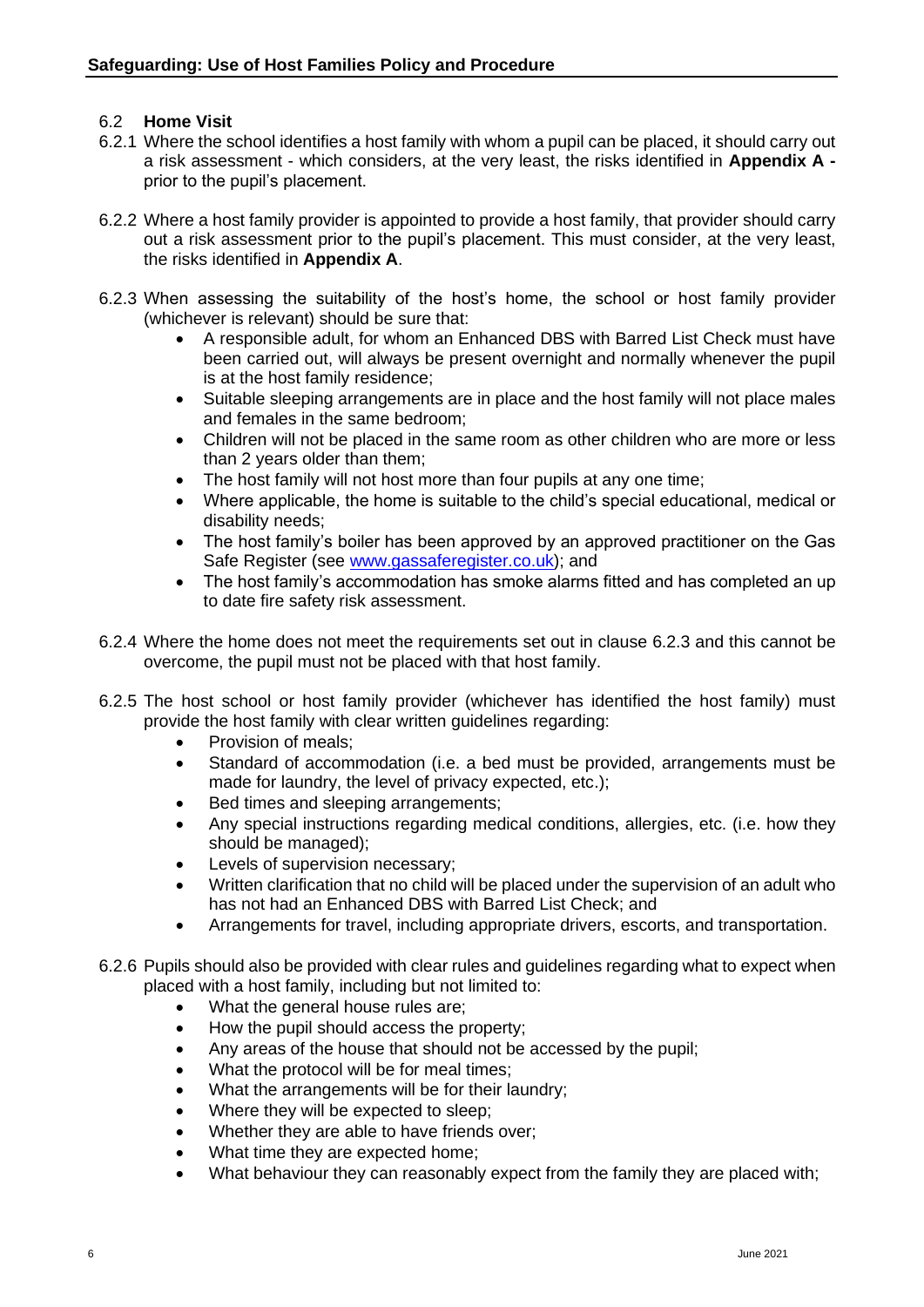## 6.2 **Home Visit**

6.2.1 Where the school identifies a host family with whom a pupil can be placed, it should carry out a risk assessment - which considers, at the very least, the risks identified in **Appendix A -** prior to the pupil's placement.

6.2.2 Where a host family provider is appointed to provide a host family, that provider should carry out a risk assessment prior to the pupil's placement. This must consider, at the very least, the risks identified in **Appendix A**.

6.2.3 When assessing the suitability of the host's home, the school or host family provider (whichever is relevant) should be sure that:

- A responsible adult, for whom an Enhanced DBS with Barred List Check must have been carried out, will always be present overnight and normally whenever the pupil is at the host family residence;
- Suitable sleeping arrangements are in place and the host family will not place males and females in the same bedroom;
- Children will not be placed in the same room as other children who are more or less than 2 years older than them;
- The host family will not host more than four pupils at any one time;
- Where applicable, the home is suitable to the child's special educational, medical or disability needs;
- The host family's boiler has been approved by an approved practitioner on the Gas Safe Register (see [www.gassaferegister.co.uk](http://www.gassaferegister.co.uk)); and
- The host family's accommodation has smoke alarms fitted and has completed an up to date fire safety risk assessment.

6.2.4 Where the home does not meet the requirements set out in clause 6.2.3 and this cannot be overcome, the pupil must not be placed with that host family.

6.2.5 The host school or host family provider (whichever has identified the host family) must provide the host family with clear written guidelines regarding:

- Provision of meals;
- Standard of accommodation (i.e. a bed must be provided, arrangements must be made for laundry, the level of privacy expected, etc.);
- Bed times and sleeping arrangements;
- Any special instructions regarding medical conditions, allergies, etc. (i.e. how they should be managed);
- Levels of supervision necessary;
- Written clarification that no child will be placed under the supervision of an adult who has not had an Enhanced DBS with Barred List Check; and
- Arrangements for travel, including appropriate drivers, escorts, and transportation.

6.2.6 Pupils should also be provided with clear rules and guidelines regarding what to expect when placed with a host family, including but not limited to:

- What the general house rules are;
- How the pupil should access the property;
- Any areas of the house that should not be accessed by the pupil;
- What the protocol will be for meal times;
- What the arrangements will be for their laundry;
- Where they will be expected to sleep;
- Whether they are able to have friends over;
- What time they are expected home;
- What behaviour they can reasonably expect from the family they are placed with;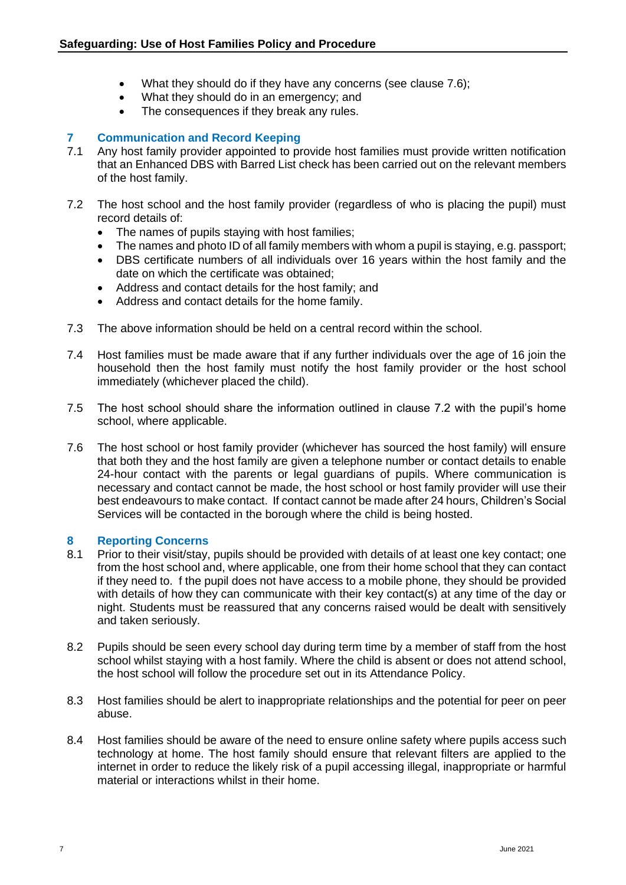- What they should do if they have any concerns (see clause 7.6);
- What they should do in an emergency; and
- The consequences if they break any rules.

## 7 Communication and Record Keeping

7.1 Any host family provider appointed to provide host families must provide written notification that an Enhanced DBS with Barred List check has been carried out on the relevant members of the host family.

7.2 The host school and the host family provider (regardless of who is placing the pupil) must record details of:

- The names of pupils staying with host families;
- The names and photo ID of all family members with whom a pupil is staying, e.g. passport;
- DBS certificate numbers of all individuals over 16 years within the host family and the date on which the certificate was obtained;
- Address and contact details for the host family; and
- Address and contact details for the home family.

7.3 The above information should be held on a central record within the school.

7.4 Host families must be made aware that if any further individuals over the age of 16 join the household then the host family must notify the host family provider or the host school immediately (whichever placed the child).

7.5 The host school should share the information outlined in clause 7.2 with the pupil's home school, where applicable.

7.6 The host school or host family provider (whichever has sourced the host family) will ensure that both they and the host family are given a telephone number or contact details to enable 24-hour contact with the parents or legal guardians of pupils. Where communication is necessary and contact cannot be made, the host school or host family provider will use their best endeavours to make contact. If contact cannot be made after 24 hours, Children's Social Services will be contacted in the borough where the child is being hosted.

## 8 Reporting Concerns

8.1 Prior to their visit/stay, pupils should be provided with details of at least one key contact; one from the host school and, where applicable, one from their home school that they can contact if they need to. f the pupil does not have access to a mobile phone, they should be provided with details of how they can communicate with their key contact(s) at any time of the day or night. Students must be reassured that any concerns raised would be dealt with sensitively and taken seriously.

8.2 Pupils should be seen every school day during term time by a member of staff from the host school whilst staying with a host family. Where the child is absent or does not attend school, the host school will follow the procedure set out in its Attendance Policy.

8.3 Host families should be alert to inappropriate relationships and the potential for peer on peer abuse.

8.4 Host families should be aware of the need to ensure online safety where pupils access such technology at home. The host family should ensure that relevant filters are applied to the internet in order to reduce the likely risk of a pupil accessing illegal, inappropriate or harmful material or interactions whilst in their home.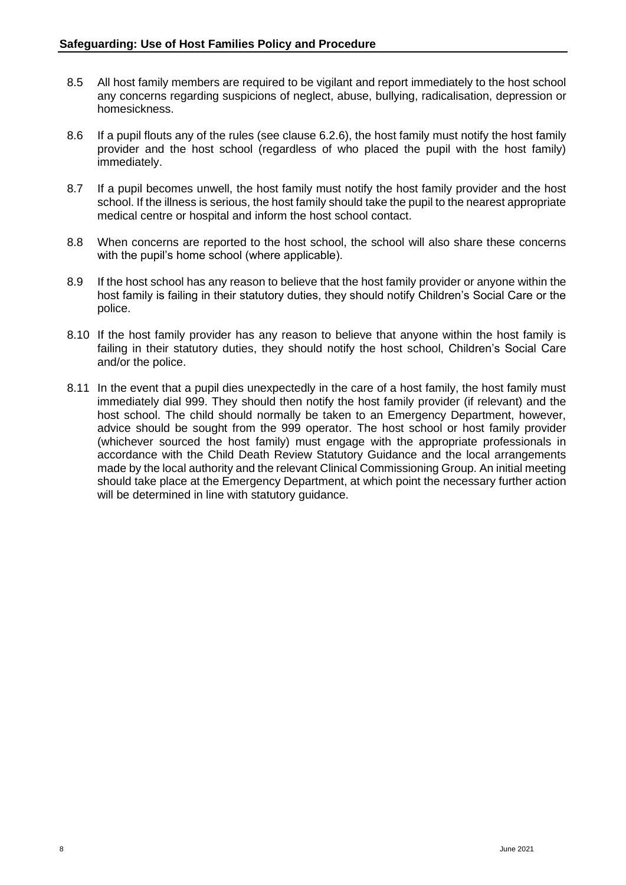8.5 All host family members are required to be vigilant and report immediately to the host school any concerns regarding suspicions of neglect, abuse, bullying, radicalisation, depression or homesickness.

8.6 If a pupil flouts any of the rules (see clause 6.2.6), the host family must notify the host family provider and the host school (regardless of who placed the pupil with the host family) immediately.

8.7 If a pupil becomes unwell, the host family must notify the host family provider and the host school. If the illness is serious, the host family should take the pupil to the nearest appropriate medical centre or hospital and inform the host school contact.

8.8 When concerns are reported to the host school, the school will also share these concerns with the pupil's home school (where applicable).

8.9 If the host school has any reason to believe that the host family provider or anyone within the host family is failing in their statutory duties, they should notify Children's Social Care or the police.

8.10 If the host family provider has any reason to believe that anyone within the host family is failing in their statutory duties, they should notify the host school, Children's Social Care and/or the police.

8.11 In the event that a pupil dies unexpectedly in the care of a host family, the host family must immediately dial 999. They should then notify the host family provider (if relevant) and the host school. The child should normally be taken to an Emergency Department, however, advice should be sought from the 999 operator. The host school or host family provider (whichever sourced the host family) must engage with the appropriate professionals in accordance with the Child Death Review Statutory Guidance and the local arrangements made by the local authority and the relevant Clinical Commissioning Group. An initial meeting should take place at the Emergency Department, at which point the necessary further action will be determined in line with statutory guidance.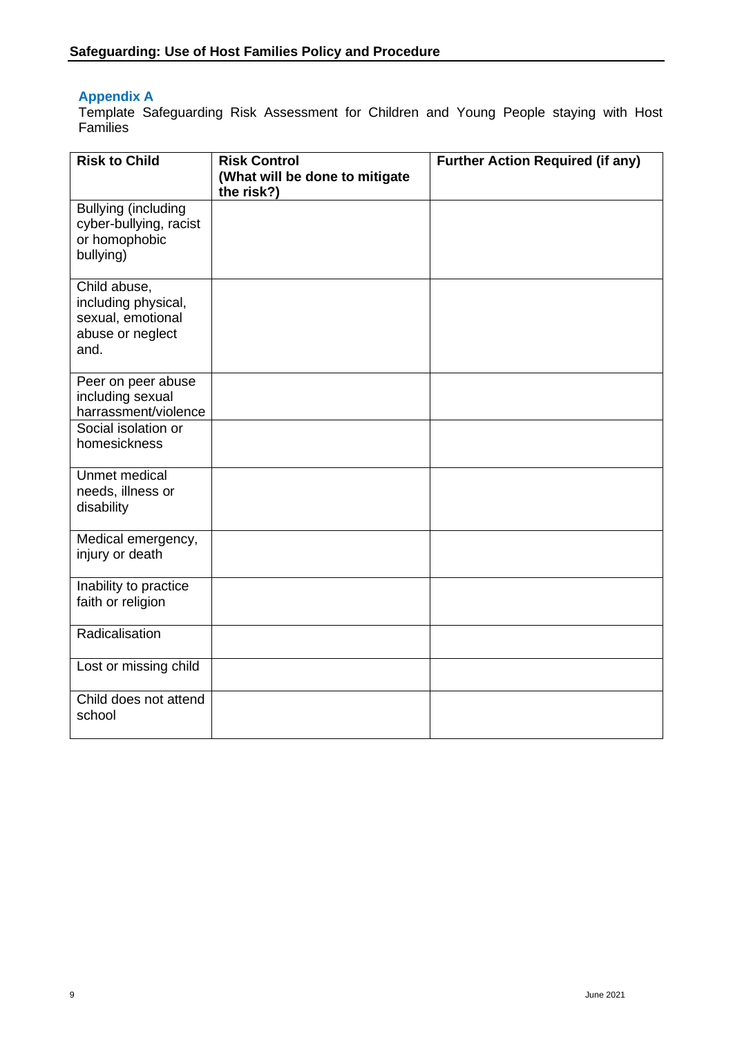## Appendix A

Template Safeguarding Risk Assessment for Children and Young People staying with Host Families

| Risk to Child | Risk Control (What will be done to mitigate the risk?) | Further Action Required (if any) |
|---|---|---|
| Bullying (including cyber-bullying, racist or homophobic bullying) | | |
| Child abuse, including physical, sexual, emotional abuse or neglect and. | | |
| Peer on peer abuse including sexual harrassment/violence | | |
| Social isolation or homesickness | | |
| Unmet medical needs, illness or disability | | |
| Medical emergency, injury or death | | |
| Inability to practice faith or religion | | |
| Radicalisation | | |
| Lost or missing child | | |
| Child does not attend school | | |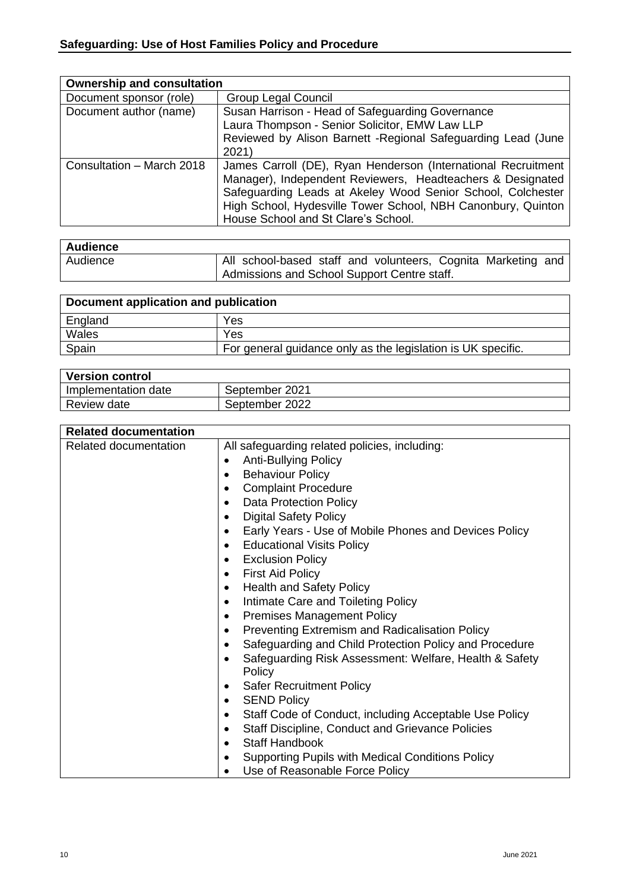| Ownership and consultation | |
|---|---|
| Document sponsor (role) | Group Legal Council |
| Document author (name) | Susan Harrison - Head of Safeguarding Governance<br>Laura Thompson - Senior Solicitor, EMW Law LLP<br>Reviewed by Alison Barnett -Regional Safeguarding Lead (June 2021) |
| Consultation – March 2018 | James Carroll (DE), Ryan Henderson (International Recruitment Manager), Independent Reviewers, Headteachers & Designated Safeguarding Leads at Akeley Wood Senior School, Colchester High School, Hydesville Tower School, NBH Canonbury, Quinton House School and St Clare's School. |

| Audience | |
|---|---|
| Audience | All school-based staff and volunteers, Cognita Marketing and Admissions and School Support Centre staff. |

| Document application and publication | |
|---|---|
| England | Yes |
| Wales | Yes |
| Spain | For general guidance only as the legislation is UK specific. |

| Version control | |
|---|---|
| Implementation date | September 2021 |
| Review date | September 2022 |

| Related documentation | |
|---|---|
| Related documentation | All safeguarding related policies, including:<br>• Anti-Bullying Policy<br>• Behaviour Policy<br>• Complaint Procedure<br>• Data Protection Policy<br>• Digital Safety Policy<br>• Early Years - Use of Mobile Phones and Devices Policy<br>• Educational Visits Policy<br>• Exclusion Policy<br>• First Aid Policy<br>• Health and Safety Policy<br>• Intimate Care and Toileting Policy<br>• Premises Management Policy<br>• Preventing Extremism and Radicalisation Policy<br>• Safeguarding and Child Protection Policy and Procedure<br>• Safeguarding Risk Assessment: Welfare, Health & Safety Policy<br>• Safer Recruitment Policy<br>• SEND Policy<br>• Staff Code of Conduct, including Acceptable Use Policy<br>• Staff Discipline, Conduct and Grievance Policies<br>• Staff Handbook<br>• Supporting Pupils with Medical Conditions Policy<br>• Use of Reasonable Force Policy |